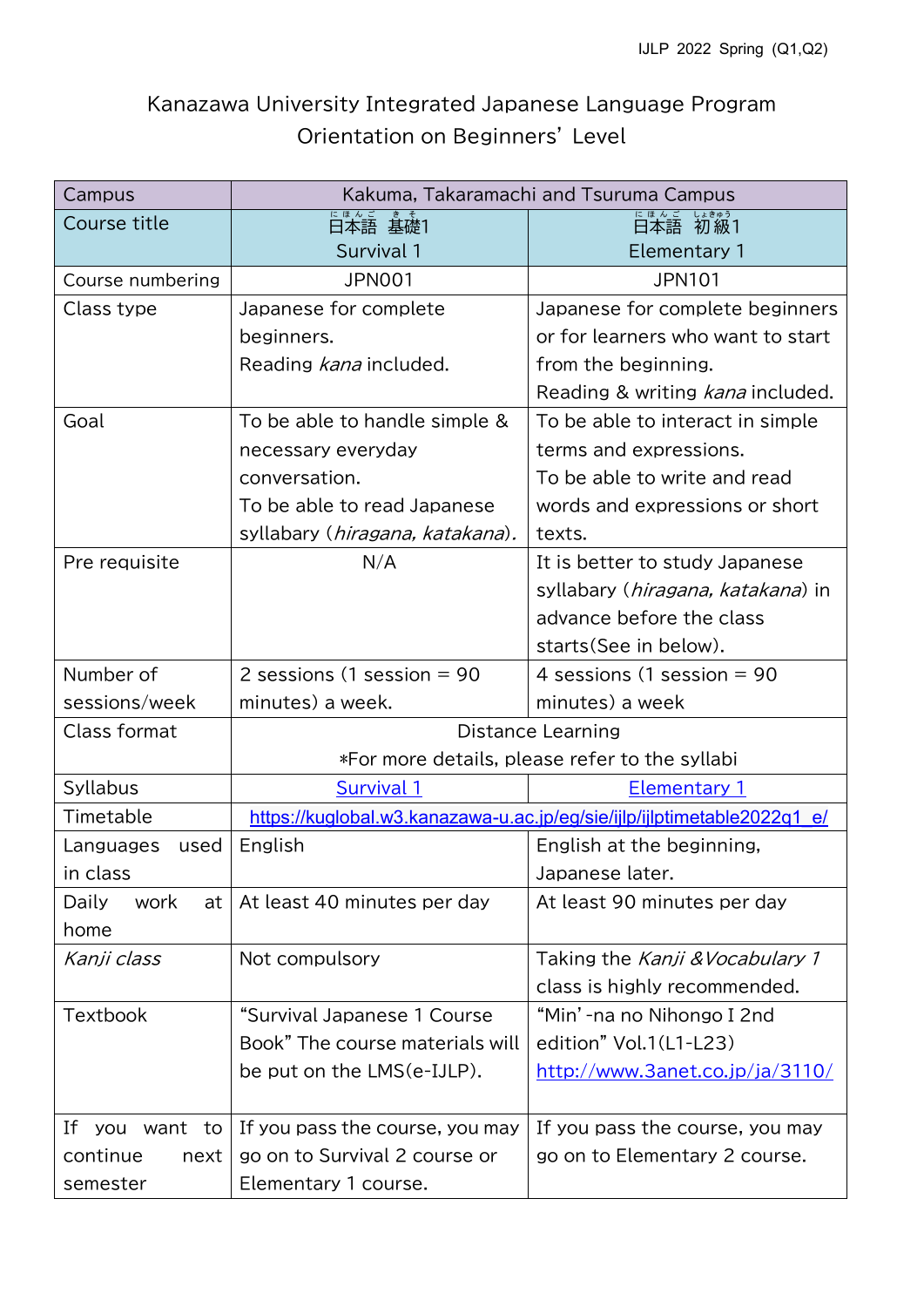IJLP 2022 Spring (Q1,Q2)

# Kanazawa University Integrated Japanese Language Program
## Orientation on Beginners' Level

| Campus | Kakuma, Takaramachi and Tsuruma Campus | |
|---|---|---|
| Course title | 日本語 基礎1<br>Survival 1 | 日本語 初級1<br>Elementary 1 |
| Course numbering | JPN001 | JPN101 |
| Class type | Japanese for complete beginners.<br>Reading *kana* included. | Japanese for complete beginners or for learners who want to start from the beginning.<br>Reading & writing *kana* included. |
| Goal | To be able to handle simple & necessary everyday conversation.<br>To be able to read Japanese syllabary (*hiragana, katakana*). | To be able to interact in simple terms and expressions.<br>To be able to write and read words and expressions or short texts. |
| Pre requisite | N/A | It is better to study Japanese syllabary (*hiragana, katakana*) in advance before the class starts(See in below). |
| Number of sessions/week | 2 sessions (1 session = 90 minutes) a week. | 4 sessions (1 session = 90 minutes) a week |
| Class format | Distance Learning<br>*For more details, please refer to the syllabi | |
| Syllabus | Survival 1 | Elementary 1 |
| Timetable | https://kuglobal.w3.kanazawa-u.ac.jp/eg/sie/ijlp/ijlptimetable2022q1_e/ | |
| Languages used in class | English | English at the beginning, Japanese later. |
| Daily work at home | At least 40 minutes per day | At least 90 minutes per day |
| *Kanji class* | Not compulsory | Taking the *Kanji &Vocabulary 1* class is highly recommended. |
| Textbook | "Survival Japanese 1 Course Book" The course materials will be put on the LMS(e-IJLP). | "Min'-na no Nihongo I 2nd edition" Vol.1(L1-L23)<br>http://www.3anet.co.jp/ja/3110/ |
| If you want to continue next semester | If you pass the course, you may go on to Survival 2 course or Elementary 1 course. | If you pass the course, you may go on to Elementary 2 course. |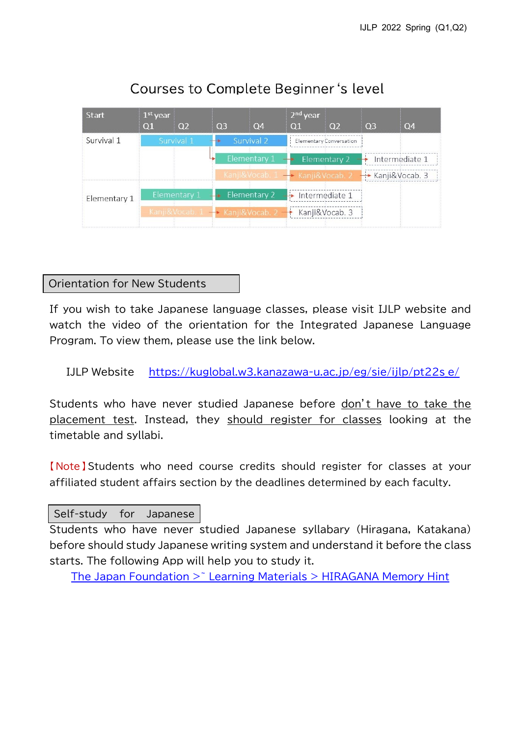## Courses to Complete Beginner's level

| Start | 1st year Q1 | Q2 | Q3 | Q4 | 2nd year Q1 | Q2 | Q3 | Q4 |
|---|---|---|---|---|---|---|---|---|
| Survival 1 | Survival 1 | | Survival 2 | | Elementary Conversation | | | |
| | | | Elementary 1 | | Elementary 2 | | Intermediate 1 | |
| | | | Kanji&Vocab. 1 | | Kanji&Vocab. 2 | | Kanji&Vocab. 3 | |
| Elementary 1 | Elementary 1 | | Elementary 2 | | Intermediate 1 | | | |
| | Kanji&Vocab. 1 | | Kanji&Vocab. 2 | | Kanji&Vocab. 3 | | | |

### Orientation for New Students

If you wish to take Japanese language classes, please visit IJLP website and watch the video of the orientation for the Integrated Japanese Language Program. To view them, please use the link below.

IJLP Website [https://kuglobal.w3.kanazawa-u.ac.jp/eg/sie/ijlp/pt22s e/](https://kuglobal.w3.kanazawa-u.ac.jp/eg/sie/ijlp/pt22s_e/)

Students who have never studied Japanese before <u>don't have to take the placement test</u>. Instead, they <u>should register for classes</u> looking at the timetable and syllabi.

【Note】Students who need course credits should register for classes at your affiliated student affairs section by the deadlines determined by each faculty.

### Self-study for Japanese

Students who have never studied Japanese syllabary (Hiragana, Katakana) before should study Japanese writing system and understand it before the class starts. The following App will help you to study it.

The Japan Foundation >˜ Learning Materials > HIRAGANA Memory Hint